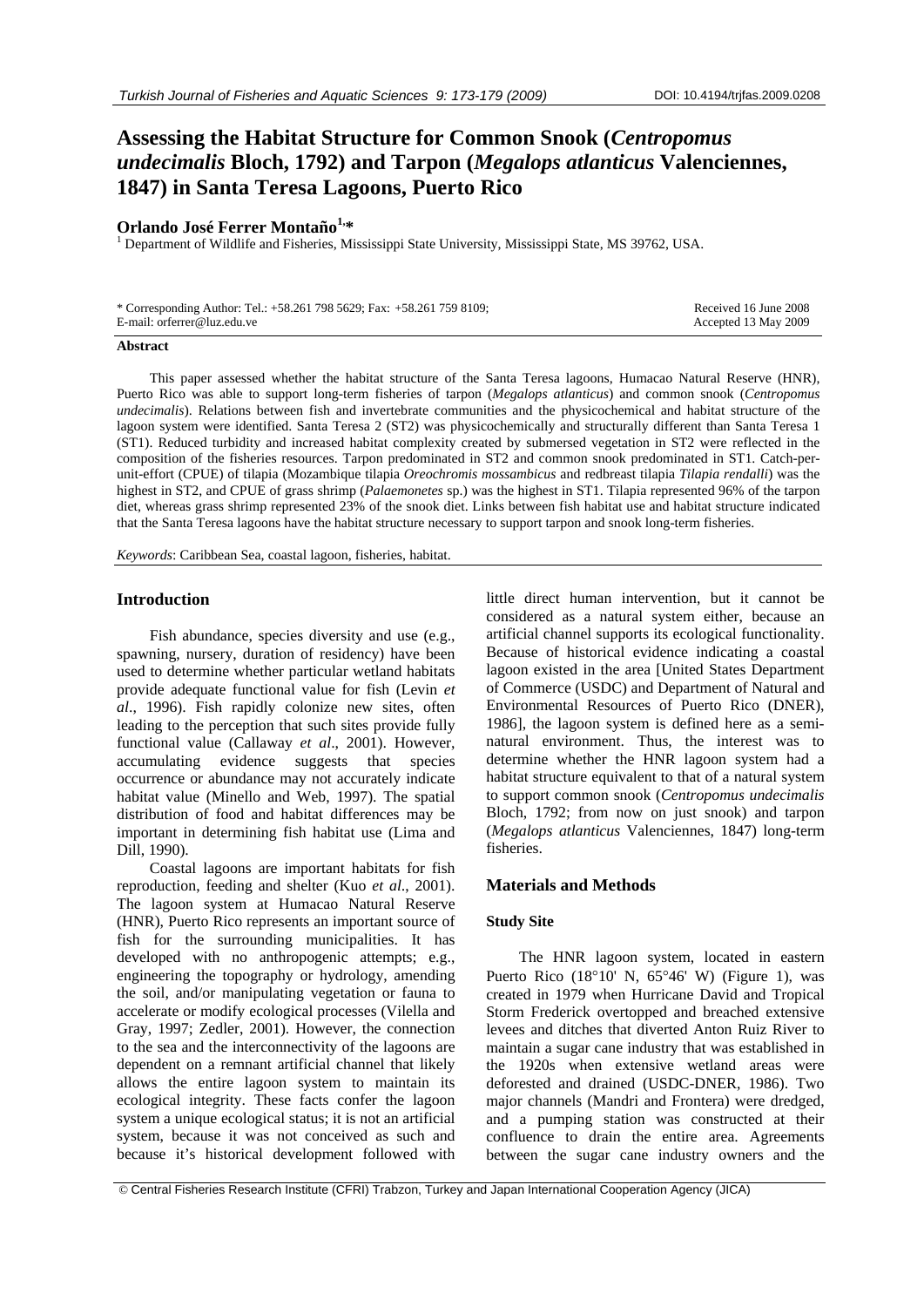# Assessing the Habitat Structure for Common Snook (*Centropomus undecimalis* Bloch, 1792) and Tarpon (*Megalops atlanticus* Valenciennes, 1847) in Santa Teresa Lagoons, Puerto Rico

**Orlando José Ferrer Montaño[1,*]**

[1] Department of Wildlife and Fisheries, Mississippi State University, Mississippi State, MS 39762, USA.

\* Corresponding Author: Tel.: +58.261 798 5629; Fax: +58.261 759 8109; E-mail: orferrer@luz.edu.ve

Received 16 June 2008
Accepted 13 May 2009

#### Abstract

This paper assessed whether the habitat structure of the Santa Teresa lagoons, Humacao Natural Reserve (HNR), Puerto Rico was able to support long-term fisheries of tarpon (*Megalops atlanticus*) and common snook (*Centropomus undecimalis*). Relations between fish and invertebrate communities and the physicochemical and habitat structure of the lagoon system were identified. Santa Teresa 2 (ST2) was physicochemically and structurally different than Santa Teresa 1 (ST1). Reduced turbidity and increased habitat complexity created by submersed vegetation in ST2 were reflected in the composition of the fisheries resources. Tarpon predominated in ST2 and common snook predominated in ST1. Catch-per-unit-effort (CPUE) of tilapia (Mozambique tilapia *Oreochromis mossambicus* and redbreast tilapia *Tilapia rendalli*) was the highest in ST2, and CPUE of grass shrimp (*Palaemonetes* sp.) was the highest in ST1. Tilapia represented 96% of the tarpon diet, whereas grass shrimp represented 23% of the snook diet. Links between fish habitat use and habitat structure indicated that the Santa Teresa lagoons have the habitat structure necessary to support tarpon and snook long-term fisheries.

*Keywords*: Caribbean Sea, coastal lagoon, fisheries, habitat.

## Introduction

Fish abundance, species diversity and use (e.g., spawning, nursery, duration of residency) have been used to determine whether particular wetland habitats provide adequate functional value for fish (Levin *et al*., 1996). Fish rapidly colonize new sites, often leading to the perception that such sites provide fully functional value (Callaway *et al*., 2001). However, accumulating evidence suggests that species occurrence or abundance may not accurately indicate habitat value (Minello and Web, 1997). The spatial distribution of food and habitat differences may be important in determining fish habitat use (Lima and Dill, 1990).

Coastal lagoons are important habitats for fish reproduction, feeding and shelter (Kuo *et al*., 2001). The lagoon system at Humacao Natural Reserve (HNR), Puerto Rico represents an important source of fish for the surrounding municipalities. It has developed with no anthropogenic attempts; e.g., engineering the topography or hydrology, amending the soil, and/or manipulating vegetation or fauna to accelerate or modify ecological processes (Vilella and Gray, 1997; Zedler, 2001). However, the connection to the sea and the interconnectivity of the lagoons are dependent on a remnant artificial channel that likely allows the entire lagoon system to maintain its ecological integrity. These facts confer the lagoon system a unique ecological status; it is not an artificial system, because it was not conceived as such and because it's historical development followed with little direct human intervention, but it cannot be considered as a natural system either, because an artificial channel supports its ecological functionality. Because of historical evidence indicating a coastal lagoon existed in the area [United States Department of Commerce (USDC) and Department of Natural and Environmental Resources of Puerto Rico (DNER), 1986], the lagoon system is defined here as a semi-natural environment. Thus, the interest was to determine whether the HNR lagoon system had a habitat structure equivalent to that of a natural system to support common snook (*Centropomus undecimalis* Bloch, 1792; from now on just snook) and tarpon (*Megalops atlanticus* Valenciennes, 1847) long-term fisheries.

## Materials and Methods

### Study Site

The HNR lagoon system, located in eastern Puerto Rico (18°10' N, 65°46' W) (Figure 1), was created in 1979 when Hurricane David and Tropical Storm Frederick overtopped and breached extensive levees and ditches that diverted Anton Ruiz River to maintain a sugar cane industry that was established in the 1920s when extensive wetland areas were deforested and drained (USDC-DNER, 1986). Two major channels (Mandri and Frontera) were dredged, and a pumping station was constructed at their confluence to drain the entire area. Agreements between the sugar cane industry owners and the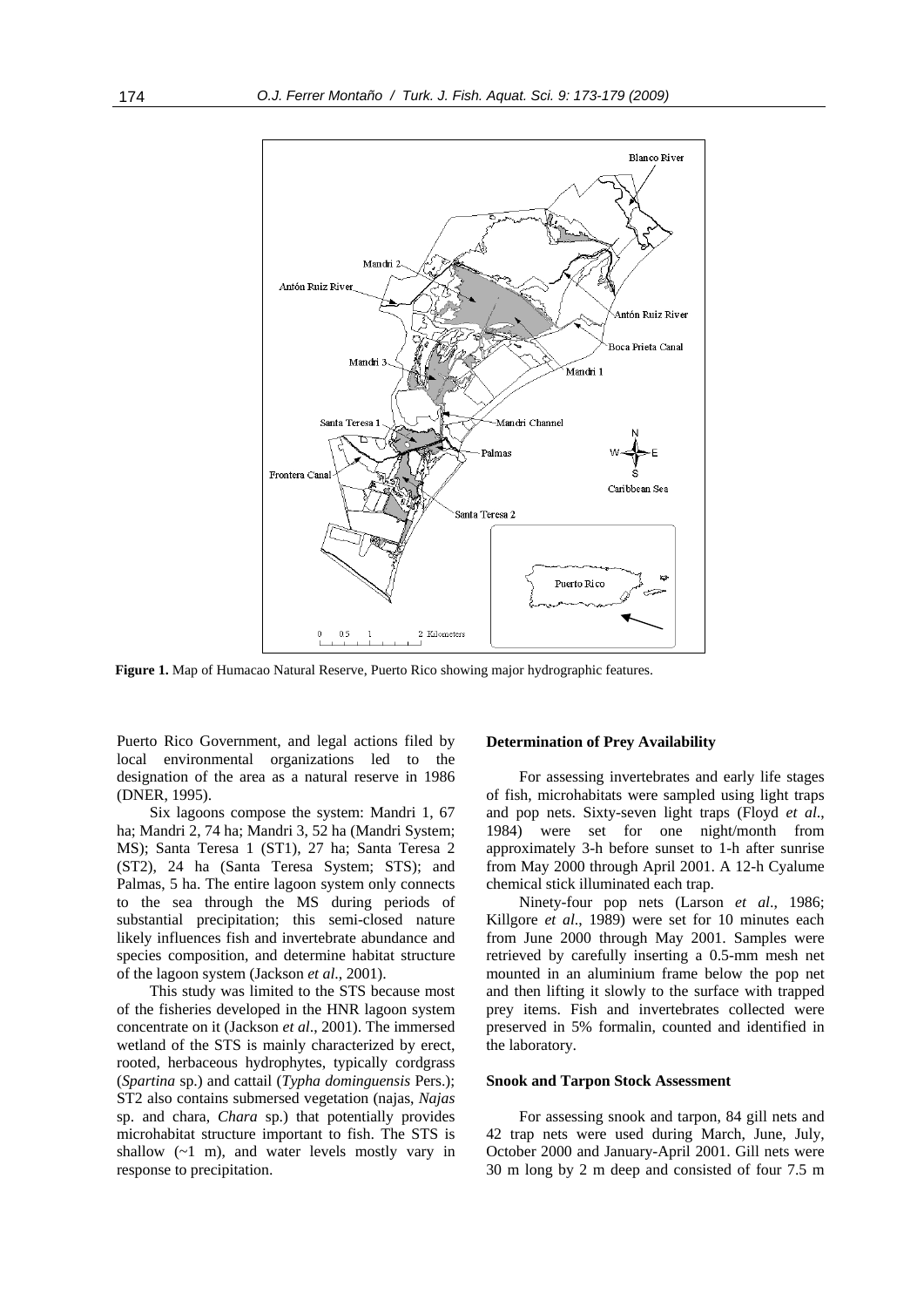**Figure 1.** Map of Humacao Natural Reserve, Puerto Rico showing major hydrographic features.

Puerto Rico Government, and legal actions filed by local environmental organizations led to the designation of the area as a natural reserve in 1986 (DNER, 1995).

Six lagoons compose the system: Mandri 1, 67 ha; Mandri 2, 74 ha; Mandri 3, 52 ha (Mandri System; MS); Santa Teresa 1 (ST1), 27 ha; Santa Teresa 2 (ST2), 24 ha (Santa Teresa System; STS); and Palmas, 5 ha. The entire lagoon system only connects to the sea through the MS during periods of substantial precipitation; this semi-closed nature likely influences fish and invertebrate abundance and species composition, and determine habitat structure of the lagoon system (Jackson *et al*., 2001).

This study was limited to the STS because most of the fisheries developed in the HNR lagoon system concentrate on it (Jackson *et al*., 2001). The immersed wetland of the STS is mainly characterized by erect, rooted, herbaceous hydrophytes, typically cordgrass (*Spartina* sp.) and cattail (*Typha dominguensis* Pers.); ST2 also contains submersed vegetation (najas, *Najas* sp. and chara, *Chara* sp.) that potentially provides microhabitat structure important to fish. The STS is shallow (~1 m), and water levels mostly vary in response to precipitation.

### Determination of Prey Availability

For assessing invertebrates and early life stages of fish, microhabitats were sampled using light traps and pop nets. Sixty-seven light traps (Floyd *et al*., 1984) were set for one night/month from approximately 3-h before sunset to 1-h after sunrise from May 2000 through April 2001. A 12-h Cyalume chemical stick illuminated each trap.

Ninety-four pop nets (Larson *et al*., 1986; Killgore *et al*., 1989) were set for 10 minutes each from June 2000 through May 2001. Samples were retrieved by carefully inserting a 0.5-mm mesh net mounted in an aluminium frame below the pop net and then lifting it slowly to the surface with trapped prey items. Fish and invertebrates collected were preserved in 5% formalin, counted and identified in the laboratory.

### Snook and Tarpon Stock Assessment

For assessing snook and tarpon, 84 gill nets and 42 trap nets were used during March, June, July, October 2000 and January-April 2001. Gill nets were 30 m long by 2 m deep and consisted of four 7.5 m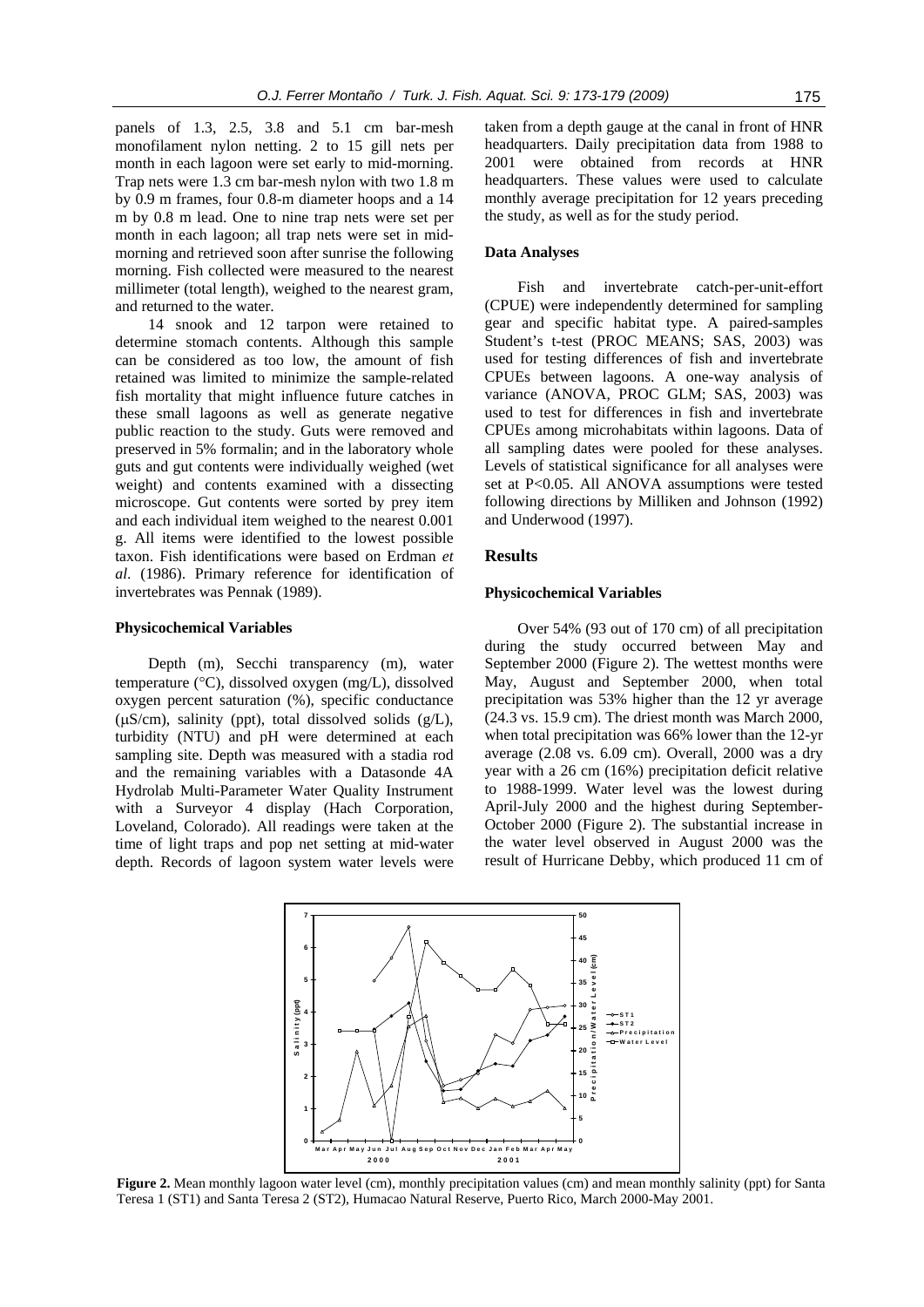panels of 1.3, 2.5, 3.8 and 5.1 cm bar-mesh monofilament nylon netting. 2 to 15 gill nets per month in each lagoon were set early to mid-morning. Trap nets were 1.3 cm bar-mesh nylon with two 1.8 m by 0.9 m frames, four 0.8-m diameter hoops and a 14 m by 0.8 m lead. One to nine trap nets were set per month in each lagoon; all trap nets were set in mid-morning and retrieved soon after sunrise the following morning. Fish collected were measured to the nearest millimeter (total length), weighed to the nearest gram, and returned to the water.

14 snook and 12 tarpon were retained to determine stomach contents. Although this sample can be considered as too low, the amount of fish retained was limited to minimize the sample-related fish mortality that might influence future catches in these small lagoons as well as generate negative public reaction to the study. Guts were removed and preserved in 5% formalin; and in the laboratory whole guts and gut contents were individually weighed (wet weight) and contents examined with a dissecting microscope. Gut contents were sorted by prey item and each individual item weighed to the nearest 0.001 g. All items were identified to the lowest possible taxon. Fish identifications were based on Erdman *et al.* (1986). Primary reference for identification of invertebrates was Pennak (1989).

### Physicochemical Variables

Depth (m), Secchi transparency (m), water temperature (°C), dissolved oxygen (mg/L), dissolved oxygen percent saturation (%), specific conductance (μS/cm), salinity (ppt), total dissolved solids (g/L), turbidity (NTU) and pH were determined at each sampling site. Depth was measured with a stadia rod and the remaining variables with a Datasonde 4A Hydrolab Multi-Parameter Water Quality Instrument with a Surveyor 4 display (Hach Corporation, Loveland, Colorado). All readings were taken at the time of light traps and pop net setting at mid-water depth. Records of lagoon system water levels were taken from a depth gauge at the canal in front of HNR headquarters. Daily precipitation data from 1988 to 2001 were obtained from records at HNR headquarters. These values were used to calculate monthly average precipitation for 12 years preceding the study, as well as for the study period.

### Data Analyses

Fish and invertebrate catch-per-unit-effort (CPUE) were independently determined for sampling gear and specific habitat type. A paired-samples Student's t-test (PROC MEANS; SAS, 2003) was used for testing differences of fish and invertebrate CPUEs between lagoons. A one-way analysis of variance (ANOVA, PROC GLM; SAS, 2003) was used to test for differences in fish and invertebrate CPUEs among microhabitats within lagoons. Data of all sampling dates were pooled for these analyses. Levels of statistical significance for all analyses were set at $P<0.05$. All ANOVA assumptions were tested following directions by Milliken and Johnson (1992) and Underwood (1997).

## Results

### Physicochemical Variables

Over 54% (93 out of 170 cm) of all precipitation during the study occurred between May and September 2000 (Figure 2). The wettest months were May, August and September 2000, when total precipitation was 53% higher than the 12 yr average (24.3 vs. 15.9 cm). The driest month was March 2000, when total precipitation was 66% lower than the 12-yr average (2.08 vs. 6.09 cm). Overall, 2000 was a dry year with a 26 cm (16%) precipitation deficit relative to 1988-1999. Water level was the lowest during April-July 2000 and the highest during September-October 2000 (Figure 2). The substantial increase in the water level observed in August 2000 was the result of Hurricane Debby, which produced 11 cm of

**Figure 2.** Mean monthly lagoon water level (cm), monthly precipitation values (cm) and mean monthly salinity (ppt) for Santa Teresa 1 (ST1) and Santa Teresa 2 (ST2), Humacao Natural Reserve, Puerto Rico, March 2000-May 2001.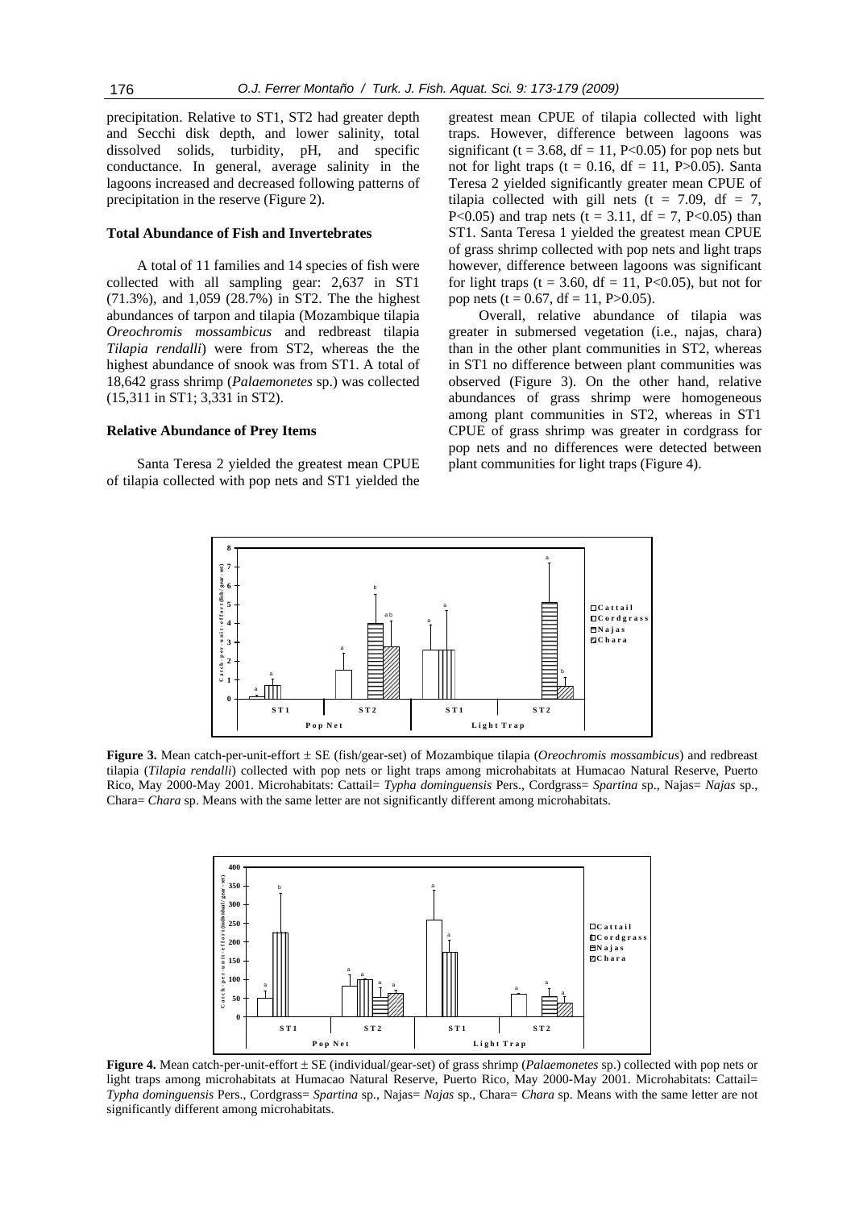precipitation. Relative to ST1, ST2 had greater depth and Secchi disk depth, and lower salinity, total dissolved solids, turbidity, pH, and specific conductance. In general, average salinity in the lagoons increased and decreased following patterns of precipitation in the reserve (Figure 2).

### Total Abundance of Fish and Invertebrates

A total of 11 families and 14 species of fish were collected with all sampling gear: 2,637 in ST1 (71.3%), and 1,059 (28.7%) in ST2. The the highest abundances of tarpon and tilapia (Mozambique tilapia *Oreochromis mossambicus* and redbreast tilapia *Tilapia rendalli*) were from ST2, whereas the the highest abundance of snook was from ST1. A total of 18,642 grass shrimp (*Palaemonetes* sp.) was collected (15,311 in ST1; 3,331 in ST2).

### Relative Abundance of Prey Items

Santa Teresa 2 yielded the greatest mean CPUE of tilapia collected with pop nets and ST1 yielded the greatest mean CPUE of tilapia collected with light traps. However, difference between lagoons was significant ($t = 3.68$, $df = 11$, $P<0.05$) for pop nets but not for light traps ($t = 0.16$, $df = 11$, $P>0.05$). Santa Teresa 2 yielded significantly greater mean CPUE of tilapia collected with gill nets ($t = 7.09$, $df = 7$, $P<0.05$) and trap nets ($t = 3.11$, $df = 7$, $P<0.05$) than ST1. Santa Teresa 1 yielded the greatest mean CPUE of grass shrimp collected with pop nets and light traps however, difference between lagoons was significant for light traps ($t = 3.60$, $df = 11$, $P<0.05$), but not for pop nets ($t = 0.67$, $df = 11$, $P>0.05$).

Overall, relative abundance of tilapia was greater in submersed vegetation (i.e., najas, chara) than in the other plant communities in ST2, whereas in ST1 no difference between plant communities was observed (Figure 3). On the other hand, relative abundances of grass shrimp were homogeneous among plant communities in ST2, whereas in ST1 CPUE of grass shrimp was greater in cordgrass for pop nets and no differences were detected between plant communities for light traps (Figure 4).

**Figure 3.** Mean catch-per-unit-effort ± SE (fish/gear-set) of Mozambique tilapia (*Oreochromis mossambicus*) and redbreast tilapia (*Tilapia rendalli*) collected with pop nets or light traps among microhabitats at Humacao Natural Reserve, Puerto Rico, May 2000-May 2001. Microhabitats: Cattail= *Typha domingensis* Pers., Cordgrass= *Spartina* sp., Najas= *Najas* sp., Chara= *Chara* sp. Means with the same letter are not significantly different among microhabitats.

**Figure 4.** Mean catch-per-unit-effort ± SE (individual/gear-set) of grass shrimp (*Palaemonetes* sp.) collected with pop nets or light traps among microhabitats at Humacao Natural Reserve, Puerto Rico, May 2000-May 2001. Microhabitats: Cattail= *Typha domingensis* Pers., Cordgrass= *Spartina* sp., Najas= *Najas* sp., Chara= *Chara* sp. Means with the same letter are not significantly different among microhabitats.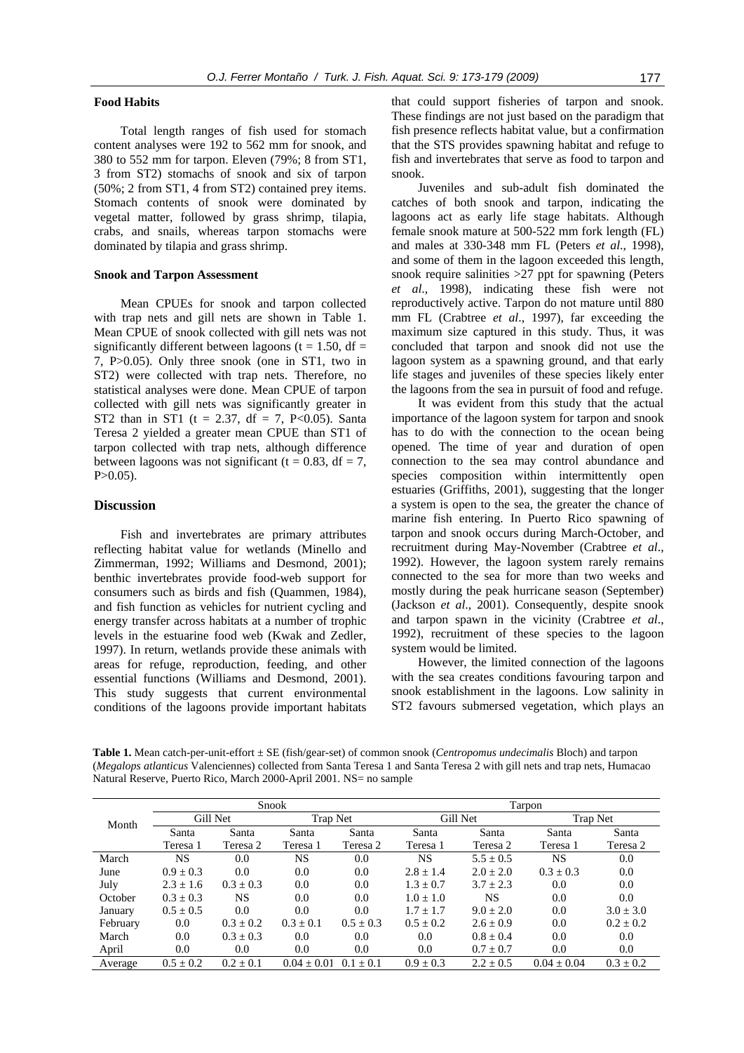### Food Habits

Total length ranges of fish used for stomach content analyses were 192 to 562 mm for snook, and 380 to 552 mm for tarpon. Eleven (79%; 8 from ST1, 3 from ST2) stomachs of snook and six of tarpon (50%; 2 from ST1, 4 from ST2) contained prey items. Stomach contents of snook were dominated by vegetal matter, followed by grass shrimp, tilapia, crabs, and snails, whereas tarpon stomachs were dominated by tilapia and grass shrimp.

### Snook and Tarpon Assessment

Mean CPUEs for snook and tarpon collected with trap nets and gill nets are shown in Table 1. Mean CPUE of snook collected with gill nets was not significantly different between lagoons ($t = 1.50$, $df = 7$, $P>0.05$). Only three snook (one in ST1, two in ST2) were collected with trap nets. Therefore, no statistical analyses were done. Mean CPUE of tarpon collected with gill nets was significantly greater in ST2 than in ST1 ($t = 2.37$, $df = 7$, $P<0.05$). Santa Teresa 2 yielded a greater mean CPUE than ST1 of tarpon collected with trap nets, although difference between lagoons was not significant ($t = 0.83$, $df = 7$, $P>0.05$).

## Discussion

Fish and invertebrates are primary attributes reflecting habitat value for wetlands (Minello and Zimmerman, 1992; Williams and Desmond, 2001); benthic invertebrates provide food-web support for consumers such as birds and fish (Quammen, 1984), and fish function as vehicles for nutrient cycling and energy transfer across habitats at a number of trophic levels in the estuarine food web (Kwak and Zedler, 1997). In return, wetlands provide these animals with areas for refuge, reproduction, feeding, and other essential functions (Williams and Desmond, 2001). This study suggests that current environmental conditions of the lagoons provide important habitats that could support fisheries of tarpon and snook. These findings are not just based on the paradigm that fish presence reflects habitat value, but a confirmation that the STS provides spawning habitat and refuge to fish and invertebrates that serve as food to tarpon and snook.

Juveniles and sub-adult fish dominated the catches of both snook and tarpon, indicating the lagoons act as early life stage habitats. Although female snook mature at 500-522 mm fork length (FL) and males at 330-348 mm FL (Peters *et al*., 1998), and some of them in the lagoon exceeded this length, snook require salinities >27 ppt for spawning (Peters *et al*., 1998), indicating these fish were not reproductively active. Tarpon do not mature until 880 mm FL (Crabtree *et al*., 1997), far exceeding the maximum size captured in this study. Thus, it was concluded that tarpon and snook did not use the lagoon system as a spawning ground, and that early life stages and juveniles of these species likely enter the lagoons from the sea in pursuit of food and refuge.

It was evident from this study that the actual importance of the lagoon system for tarpon and snook has to do with the connection to the ocean being opened. The time of year and duration of open connection to the sea may control abundance and species composition within intermittently open estuaries (Griffiths, 2001), suggesting that the longer a system is open to the sea, the greater the chance of marine fish entering. In Puerto Rico spawning of tarpon and snook occurs during March-October, and recruitment during May-November (Crabtree *et al*., 1992). However, the lagoon system rarely remains connected to the sea for more than two weeks and mostly during the peak hurricane season (September) (Jackson *et al*., 2001). Consequently, despite snook and tarpon spawn in the vicinity (Crabtree *et al*., 1992), recruitment of these species to the lagoon system would be limited.

However, the limited connection of the lagoons with the sea creates conditions favouring tarpon and snook establishment in the lagoons. Low salinity in ST2 favours submersed vegetation, which plays an

**Table 1.** Mean catch-per-unit-effort ± SE (fish/gear-set) of common snook (*Centropomus undecimalis* Bloch) and tarpon (*Megalops atlanticus* Valenciennes) collected from Santa Teresa 1 and Santa Teresa 2 with gill nets and trap nets, Humacao Natural Reserve, Puerto Rico, March 2000-April 2001. NS= no sample

| Month | Snook | | | | Tarpon | | | |
|---|---|---|---|---|---|---|---|---|
| | Gill Net | | Trap Net | | Gill Net | | Trap Net | |
| | Santa Teresa 1 | Santa Teresa 2 | Santa Teresa 1 | Santa Teresa 2 | Santa Teresa 1 | Santa Teresa 2 | Santa Teresa 1 | Santa Teresa 2 |
| March | NS | 0.0 | NS | 0.0 | NS | 5.5 ± 0.5 | NS | 0.0 |
| June | 0.9 ± 0.3 | 0.0 | 0.0 | 0.0 | 2.8 ± 1.4 | 2.0 ± 2.0 | 0.3 ± 0.3 | 0.0 |
| July | 2.3 ± 1.6 | 0.3 ± 0.3 | 0.0 | 0.0 | 1.3 ± 0.7 | 3.7 ± 2.3 | 0.0 | 0.0 |
| October | 0.3 ± 0.3 | NS | 0.0 | 0.0 | 1.0 ± 1.0 | NS | 0.0 | 0.0 |
| January | 0.5 ± 0.5 | 0.0 | 0.0 | 0.0 | 1.7 ± 1.7 | 9.0 ± 2.0 | 0.0 | 3.0 ± 3.0 |
| February | 0.0 | 0.3 ± 0.2 | 0.3 ± 0.1 | 0.5 ± 0.3 | 0.5 ± 0.2 | 2.6 ± 0.9 | 0.0 | 0.2 ± 0.2 |
| March | 0.0 | 0.3 ± 0.3 | 0.0 | 0.0 | 0.0 | 0.8 ± 0.4 | 0.0 | 0.0 |
| April | 0.0 | 0.0 | 0.0 | 0.0 | 0.0 | 0.7 ± 0.7 | 0.0 | 0.0 |
| Average | 0.5 ± 0.2 | 0.2 ± 0.1 | 0.04 ± 0.01 | 0.1 ± 0.1 | 0.9 ± 0.3 | 2.2 ± 0.5 | 0.04 ± 0.04 | 0.3 ± 0.2 |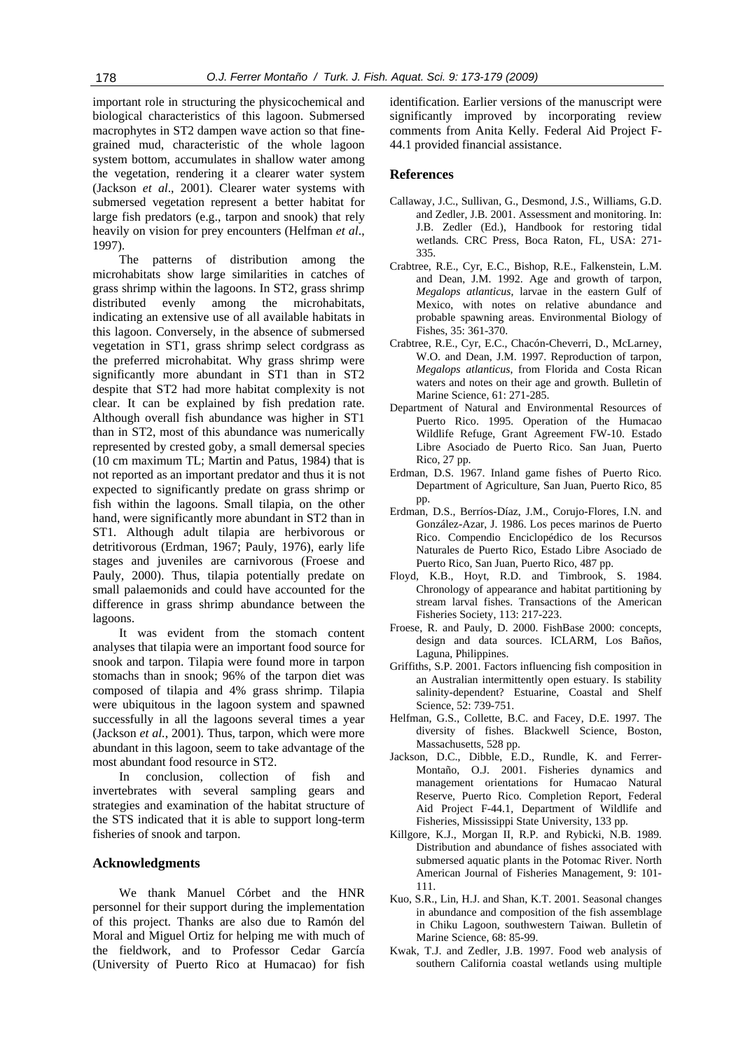important role in structuring the physicochemical and biological characteristics of this lagoon. Submersed macrophytes in ST2 dampen wave action so that fine-grained mud, characteristic of the whole lagoon system bottom, accumulates in shallow water among the vegetation, rendering it a clearer water system (Jackson *et al*., 2001). Clearer water systems with submersed vegetation represent a better habitat for large fish predators (e.g., tarpon and snook) that rely heavily on vision for prey encounters (Helfman *et al*., 1997).

The patterns of distribution among the microhabitats show large similarities in catches of grass shrimp within the lagoons. In ST2, grass shrimp distributed evenly among the microhabitats, indicating an extensive use of all available habitats in this lagoon. Conversely, in the absence of submersed vegetation in ST1, grass shrimp select cordgrass as the preferred microhabitat. Why grass shrimp were significantly more abundant in ST1 than in ST2 despite that ST2 had more habitat complexity is not clear. It can be explained by fish predation rate. Although overall fish abundance was higher in ST1 than in ST2, most of this abundance was numerically represented by crested goby, a small demersal species (10 cm maximum TL; Martin and Patus, 1984) that is not reported as an important predator and thus it is not expected to significantly predate on grass shrimp or fish within the lagoons. Small tilapia, on the other hand, were significantly more abundant in ST2 than in ST1. Although adult tilapia are herbivorous or detritivorous (Erdman, 1967; Pauly, 1976), early life stages and juveniles are carnivorous (Froese and Pauly, 2000). Thus, tilapia potentially predate on small palaemonids and could have accounted for the difference in grass shrimp abundance between the lagoons.

It was evident from the stomach content analyses that tilapia were an important food source for snook and tarpon. Tilapia were found more in tarpon stomachs than in snook; 96% of the tarpon diet was composed of tilapia and 4% grass shrimp. Tilapia were ubiquitous in the lagoon system and spawned successfully in all the lagoons several times a year (Jackson *et al.*, 2001). Thus, tarpon, which were more abundant in this lagoon, seem to take advantage of the most abundant food resource in ST2.

In conclusion, collection of fish and invertebrates with several sampling gears and strategies and examination of the habitat structure of the STS indicated that it is able to support long-term fisheries of snook and tarpon.

## Acknowledgments

We thank Manuel Córbet and the HNR personnel for their support during the implementation of this project. Thanks are also due to Ramón del Moral and Miguel Ortiz for helping me with much of the fieldwork, and to Professor Cedar García (University of Puerto Rico at Humacao) for fish identification. Earlier versions of the manuscript were significantly improved by incorporating review comments from Anita Kelly. Federal Aid Project F-44.1 provided financial assistance.

## References

Callaway, J.C., Sullivan, G., Desmond, J.S., Williams, G.D. and Zedler, J.B. 2001. Assessment and monitoring. In: J.B. Zedler (Ed.), Handbook for restoring tidal wetlands. CRC Press, Boca Raton, FL, USA: 271-335.

Crabtree, R.E., Cyr, E.C., Bishop, R.E., Falkenstein, L.M. and Dean, J.M. 1992. Age and growth of tarpon, *Megalops atlanticus*, larvae in the eastern Gulf of Mexico, with notes on relative abundance and probable spawning areas. Environmental Biology of Fishes, 35: 361-370.

Crabtree, R.E., Cyr, E.C., Chacón-Cheverri, D., McLarney, W.O. and Dean, J.M. 1997. Reproduction of tarpon, *Megalops atlanticus*, from Florida and Costa Rican waters and notes on their age and growth. Bulletin of Marine Science, 61: 271-285.

Department of Natural and Environmental Resources of Puerto Rico. 1995. Operation of the Humacao Wildlife Refuge, Grant Agreement FW-10. Estado Libre Asociado de Puerto Rico. San Juan, Puerto Rico, 27 pp.

Erdman, D.S. 1967. Inland game fishes of Puerto Rico. Department of Agriculture, San Juan, Puerto Rico, 85 pp.

Erdman, D.S., Berríos-Díaz, J.M., Corujo-Flores, I.N. and González-Azar, J. 1986. Los peces marinos de Puerto Rico. Compendio Enciclopédico de los Recursos Naturales de Puerto Rico, Estado Libre Asociado de Puerto Rico, San Juan, Puerto Rico, 487 pp.

Floyd, K.B., Hoyt, R.D. and Timbrook, S. 1984. Chronology of appearance and habitat partitioning by stream larval fishes. Transactions of the American Fisheries Society, 113: 217-223.

Froese, R. and Pauly, D. 2000. FishBase 2000: concepts, design and data sources. ICLARM, Los Baños, Laguna, Philippines.

Griffiths, S.P. 2001. Factors influencing fish composition in an Australian intermittently open estuary. Is stability salinity-dependent? Estuarine, Coastal and Shelf Science, 52: 739-751.

Helfman, G.S., Collette, B.C. and Facey, D.E. 1997. The diversity of fishes. Blackwell Science, Boston, Massachusetts, 528 pp.

Jackson, D.C., Dibble, E.D., Rundle, K. and Ferrer-Montaño, O.J. 2001. Fisheries dynamics and management orientations for Humacao Natural Reserve, Puerto Rico. Completion Report, Federal Aid Project F-44.1, Department of Wildlife and Fisheries, Mississippi State University, 133 pp.

Killgore, K.J., Morgan II, R.P. and Rybicki, N.B. 1989. Distribution and abundance of fishes associated with submersed aquatic plants in the Potomac River. North American Journal of Fisheries Management, 9: 101-111.

Kuo, S.R., Lin, H.J. and Shan, K.T. 2001. Seasonal changes in abundance and composition of the fish assemblage in Chiku Lagoon, southwestern Taiwan. Bulletin of Marine Science, 68: 85-99.

Kwak, T.J. and Zedler, J.B. 1997. Food web analysis of southern California coastal wetlands using multiple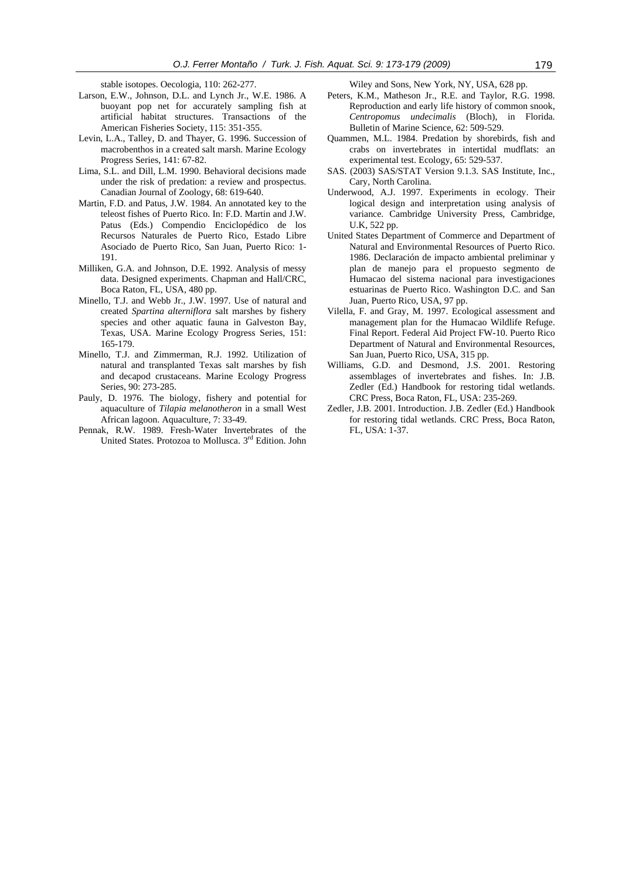stable isotopes. Oecologia, 110: 262-277.

Larson, E.W., Johnson, D.L. and Lynch Jr., W.E. 1986. A buoyant pop net for accurately sampling fish at artificial habitat structures. Transactions of the American Fisheries Society, 115: 351-355.

Levin, L.A., Talley, D. and Thayer, G. 1996. Succession of macrobenthos in a created salt marsh. Marine Ecology Progress Series, 141: 67-82.

Lima, S.L. and Dill, L.M. 1990. Behavioral decisions made under the risk of predation: a review and prospectus. Canadian Journal of Zoology, 68: 619-640.

Martin, F.D. and Patus, J.W. 1984. An annotated key to the teleost fishes of Puerto Rico. In: F.D. Martin and J.W. Patus (Eds.) Compendio Enciclopédico de los Recursos Naturales de Puerto Rico, Estado Libre Asociado de Puerto Rico, San Juan, Puerto Rico: 1-191.

Milliken, G.A. and Johnson, D.E. 1992. Analysis of messy data. Designed experiments. Chapman and Hall/CRC, Boca Raton, FL, USA, 480 pp.

Minello, T.J. and Webb Jr., J.W. 1997. Use of natural and created *Spartina alterniflora* salt marshes by fishery species and other aquatic fauna in Galveston Bay, Texas, USA. Marine Ecology Progress Series, 151: 165-179.

Minello, T.J. and Zimmerman, R.J. 1992. Utilization of natural and transplanted Texas salt marshes by fish and decapod crustaceans. Marine Ecology Progress Series, 90: 273-285.

Pauly, D. 1976. The biology, fishery and potential for aquaculture of *Tilapia melanotheron* in a small West African lagoon. Aquaculture, 7: 33-49.

Pennak, R.W. 1989. Fresh-Water Invertebrates of the United States. Protozoa to Mollusca. 3rd Edition. John Wiley and Sons, New York, NY, USA, 628 pp.

Peters, K.M., Matheson Jr., R.E. and Taylor, R.G. 1998. Reproduction and early life history of common snook, *Centropomus undecimalis* (Bloch), in Florida. Bulletin of Marine Science, 62: 509-529.

Quammen, M.L. 1984. Predation by shorebirds, fish and crabs on invertebrates in intertidal mudflats: an experimental test. Ecology, 65: 529-537.

SAS. (2003) SAS/STAT Version 9.1.3. SAS Institute, Inc., Cary, North Carolina.

Underwood, A.J. 1997. Experiments in ecology. Their logical design and interpretation using analysis of variance. Cambridge University Press, Cambridge, U.K, 522 pp.

United States Department of Commerce and Department of Natural and Environmental Resources of Puerto Rico. 1986. Declaración de impacto ambiental preliminar y plan de manejo para el propuesto segmento de Humacao del sistema nacional para investigaciones estuarinas de Puerto Rico. Washington D.C. and San Juan, Puerto Rico, USA, 97 pp.

Vilella, F. and Gray, M. 1997. Ecological assessment and management plan for the Humacao Wildlife Refuge. Final Report. Federal Aid Project FW-10. Puerto Rico Department of Natural and Environmental Resources, San Juan, Puerto Rico, USA, 315 pp.

Williams, G.D. and Desmond, J.S. 2001. Restoring assemblages of invertebrates and fishes. In: J.B. Zedler (Ed.) Handbook for restoring tidal wetlands. CRC Press, Boca Raton, FL, USA: 235-269.

Zedler, J.B. 2001. Introduction. J.B. Zedler (Ed.) Handbook for restoring tidal wetlands. CRC Press, Boca Raton, FL, USA: 1-37.